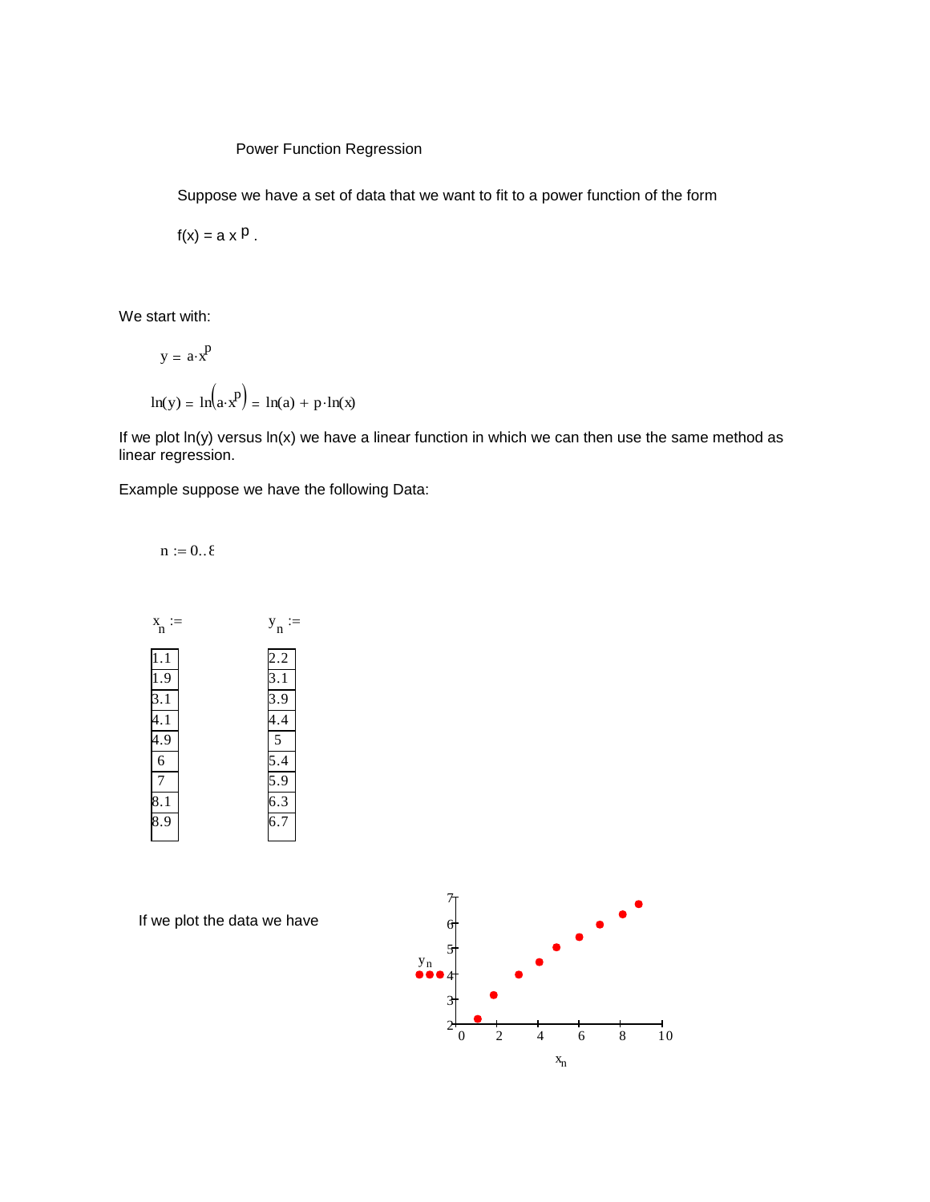## Power Function Regression

Suppose we have a set of data that we want to fit to a power function of the form

$f(x) = a\,x^{p}$ .

We start with:

$$y = a \cdot x^{p}$$

$$\ln(y) = \ln\left(a \cdot x^{p}\right) = \ln(a) + p \cdot \ln(x)$$

If we plot ln(y) versus ln(x) we have a linear function in which we can then use the same method as linear regression.

Example suppose we have the following Data:

$$n := 0..8$$

| $x_n :=$ | $y_n :=$ |
|---|---|
| 1.1 | 2.2 |
| 1.9 | 3.1 |
| 3.1 | 3.9 |
| 4.1 | 4.4 |
| 4.9 | 5 |
| 6 | 5.4 |
| 7 | 5.9 |
| 8.1 | 6.3 |
| 8.9 | 6.7 |

If we plot the data we have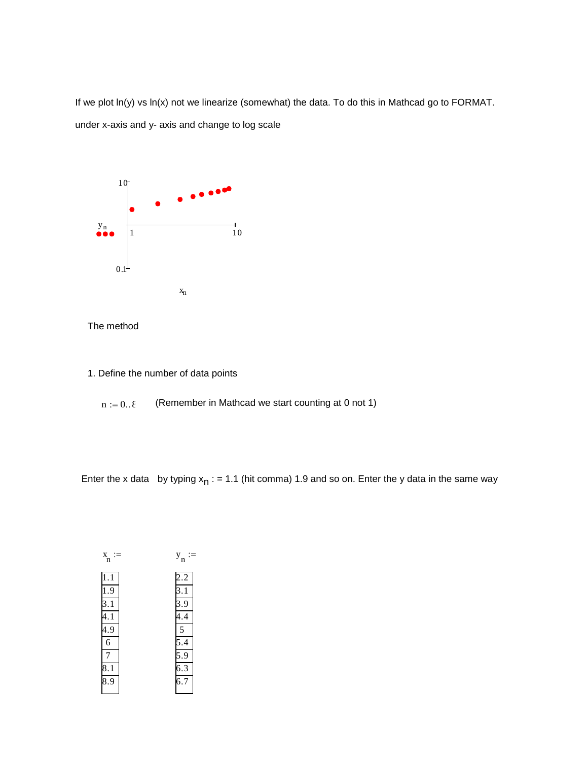If we plot ln(y) vs ln(x) not we linearize (somewhat) the data. To do this in Mathcad go to FORMAT. under x-axis and y- axis and change to log scale

The method

1. Define the number of data points

$n := 0..8$  (Remember in Mathcad we start counting at 0 not 1)

Enter the x data  by typing $x_n$ : = 1.1 (hit comma) 1.9 and so on. Enter the y data in the same way

| $x_n :=$ | $y_n :=$ |
|---|---|
| 1.1 | 2.2 |
| 1.9 | 3.1 |
| 3.1 | 3.9 |
| 4.1 | 4.4 |
| 4.9 | 5 |
| 6 | 5.4 |
| 7 | 5.9 |
| 8.1 | 6.3 |
| 8.9 | 6.7 |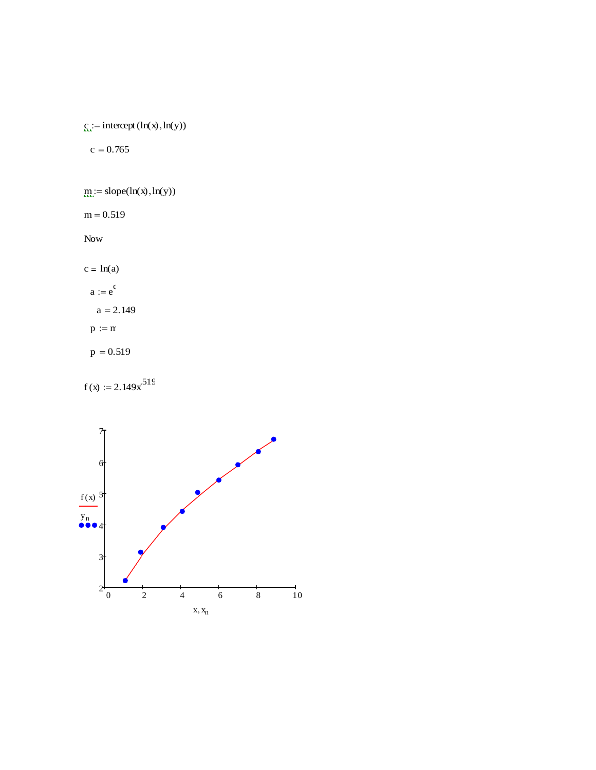$c := \text{intercept}(\ln(x), \ln(y))$

$c = 0.765$

$m := \text{slope}(\ln(x), \ln(y))$

$m = 0.519$

Now

$c = \ln(a)$

$a := e^{c}$

$a = 2.149$

$p := m$

$p = 0.519$

$f(x) := 2.149x^{.519}$

7
6
5
4
3
2
f(x)
$y_n$
0
2
4
6
8
10
$x, x_n$